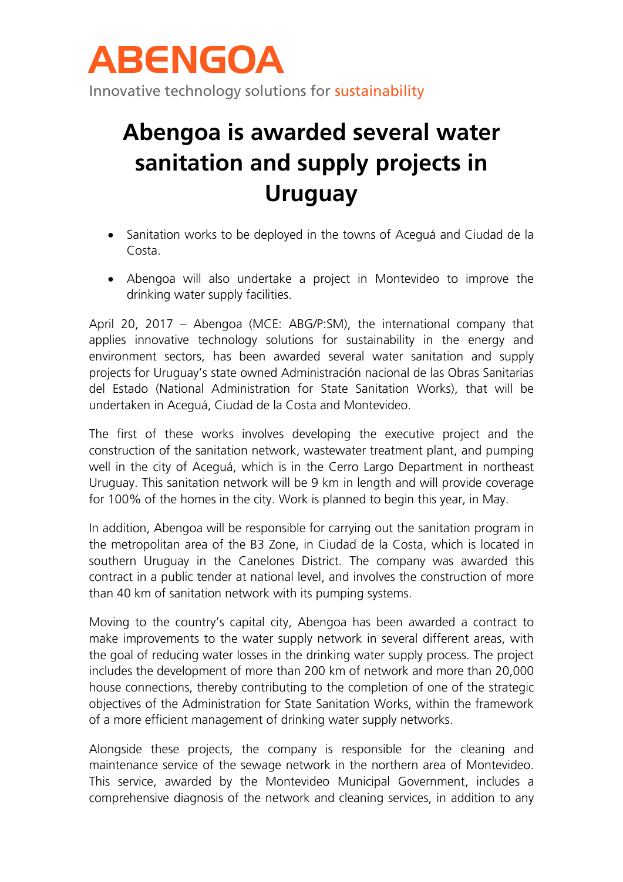ABENGOA

Innovative technology solutions for sustainability

# Abengoa is awarded several water sanitation and supply projects in Uruguay

- Sanitation works to be deployed in the towns of Aceguá and Ciudad de la Costa.
- Abengoa will also undertake a project in Montevideo to improve the drinking water supply facilities.

April 20, 2017 – Abengoa (MCE: ABG/P:SM), the international company that applies innovative technology solutions for sustainability in the energy and environment sectors, has been awarded several water sanitation and supply projects for Uruguay's state owned Administración nacional de las Obras Sanitarias del Estado (National Administration for State Sanitation Works), that will be undertaken in Aceguá, Ciudad de la Costa and Montevideo.

The first of these works involves developing the executive project and the construction of the sanitation network, wastewater treatment plant, and pumping well in the city of Aceguá, which is in the Cerro Largo Department in northeast Uruguay. This sanitation network will be 9 km in length and will provide coverage for 100% of the homes in the city. Work is planned to begin this year, in May.

In addition, Abengoa will be responsible for carrying out the sanitation program in the metropolitan area of the B3 Zone, in Ciudad de la Costa, which is located in southern Uruguay in the Canelones District. The company was awarded this contract in a public tender at national level, and involves the construction of more than 40 km of sanitation network with its pumping systems.

Moving to the country's capital city, Abengoa has been awarded a contract to make improvements to the water supply network in several different areas, with the goal of reducing water losses in the drinking water supply process. The project includes the development of more than 200 km of network and more than 20,000 house connections, thereby contributing to the completion of one of the strategic objectives of the Administration for State Sanitation Works, within the framework of a more efficient management of drinking water supply networks.

Alongside these projects, the company is responsible for the cleaning and maintenance service of the sewage network in the northern area of Montevideo. This service, awarded by the Montevideo Municipal Government, includes a comprehensive diagnosis of the network and cleaning services, in addition to any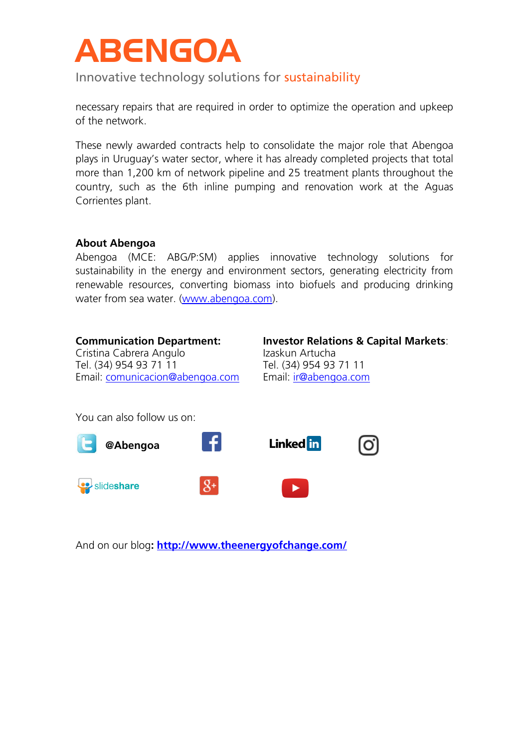necessary repairs that are required in order to optimize the operation and upkeep of the network.

These newly awarded contracts help to consolidate the major role that Abengoa plays in Uruguay's water sector, where it has already completed projects that total more than 1,200 km of network pipeline and 25 treatment plants throughout the country, such as the 6th inline pumping and renovation work at the Aguas Corrientes plant.

**About Abengoa**

Abengoa (MCE: ABG/P:SM) applies innovative technology solutions for sustainability in the energy and environment sectors, generating electricity from renewable resources, converting biomass into biofuels and producing drinking water from sea water. (www.abengoa.com).

**Communication Department:**
Cristina Cabrera Angulo
Tel. (34) 954 93 71 11
Email: comunicacion@abengoa.com

**Investor Relations & Capital Markets**:
Izaskun Artucha
Tel. (34) 954 93 71 11
Email: ir@abengoa.com

You can also follow us on:

**@Abengoa**

And on our blog**: http://www.theenergyofchange.com/**